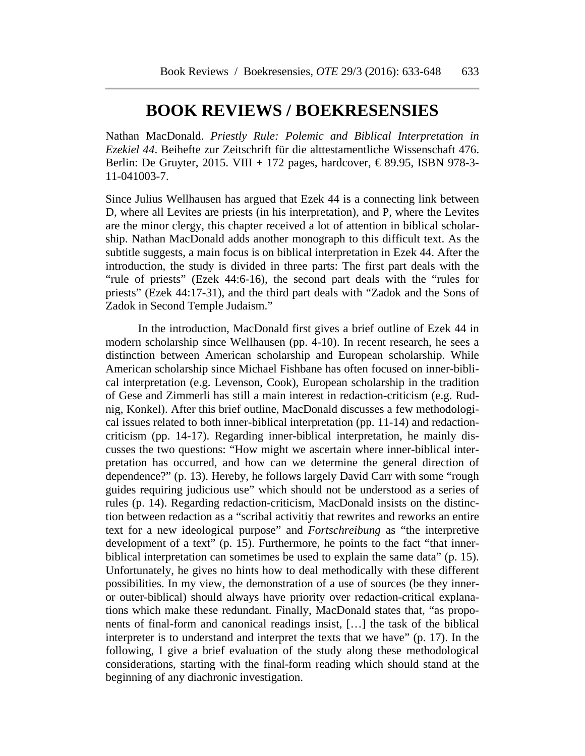# BOOK REVIEWS / BOEKRESENSIES

Nathan MacDonald. *Priestly Rule: Polemic and Biblical Interpretation in Ezekiel 44*. Beihefte zur Zeitschrift für die alttestamentliche Wissenschaft 476. Berlin: De Gruyter, 2015. VIII + 172 pages, hardcover, € 89.95, ISBN 978-3-11-041003-7.

Since Julius Wellhausen has argued that Ezek 44 is a connecting link between D, where all Levites are priests (in his interpretation), and P, where the Levites are the minor clergy, this chapter received a lot of attention in biblical scholarship. Nathan MacDonald adds another monograph to this difficult text. As the subtitle suggests, a main focus is on biblical interpretation in Ezek 44. After the introduction, the study is divided in three parts: The first part deals with the "rule of priests" (Ezek 44:6-16), the second part deals with the "rules for priests" (Ezek 44:17-31), and the third part deals with "Zadok and the Sons of Zadok in Second Temple Judaism."

In the introduction, MacDonald first gives a brief outline of Ezek 44 in modern scholarship since Wellhausen (pp. 4-10). In recent research, he sees a distinction between American scholarship and European scholarship. While American scholarship since Michael Fishbane has often focused on inner-biblical interpretation (e.g. Levenson, Cook), European scholarship in the tradition of Gese and Zimmerli has still a main interest in redaction-criticism (e.g. Rudnig, Konkel). After this brief outline, MacDonald discusses a few methodological issues related to both inner-biblical interpretation (pp. 11-14) and redaction-criticism (pp. 14-17). Regarding inner-biblical interpretation, he mainly discusses the two questions: "How might we ascertain where inner-biblical interpretation has occurred, and how can we determine the general direction of dependence?" (p. 13). Hereby, he follows largely David Carr with some "rough guides requiring judicious use" which should not be understood as a series of rules (p. 14). Regarding redaction-criticism, MacDonald insists on the distinction between redaction as a "scribal activitiy that rewrites and reworks an entire text for a new ideological purpose" and *Fortschreibung* as "the interpretive development of a text" (p. 15). Furthermore, he points to the fact "that inner-biblical interpretation can sometimes be used to explain the same data" (p. 15). Unfortunately, he gives no hints how to deal methodically with these different possibilities. In my view, the demonstration of a use of sources (be they inner- or outer-biblical) should always have priority over redaction-critical explanations which make these redundant. Finally, MacDonald states that, "as proponents of final-form and canonical readings insist, […] the task of the biblical interpreter is to understand and interpret the texts that we have" (p. 17). In the following, I give a brief evaluation of the study along these methodological considerations, starting with the final-form reading which should stand at the beginning of any diachronic investigation.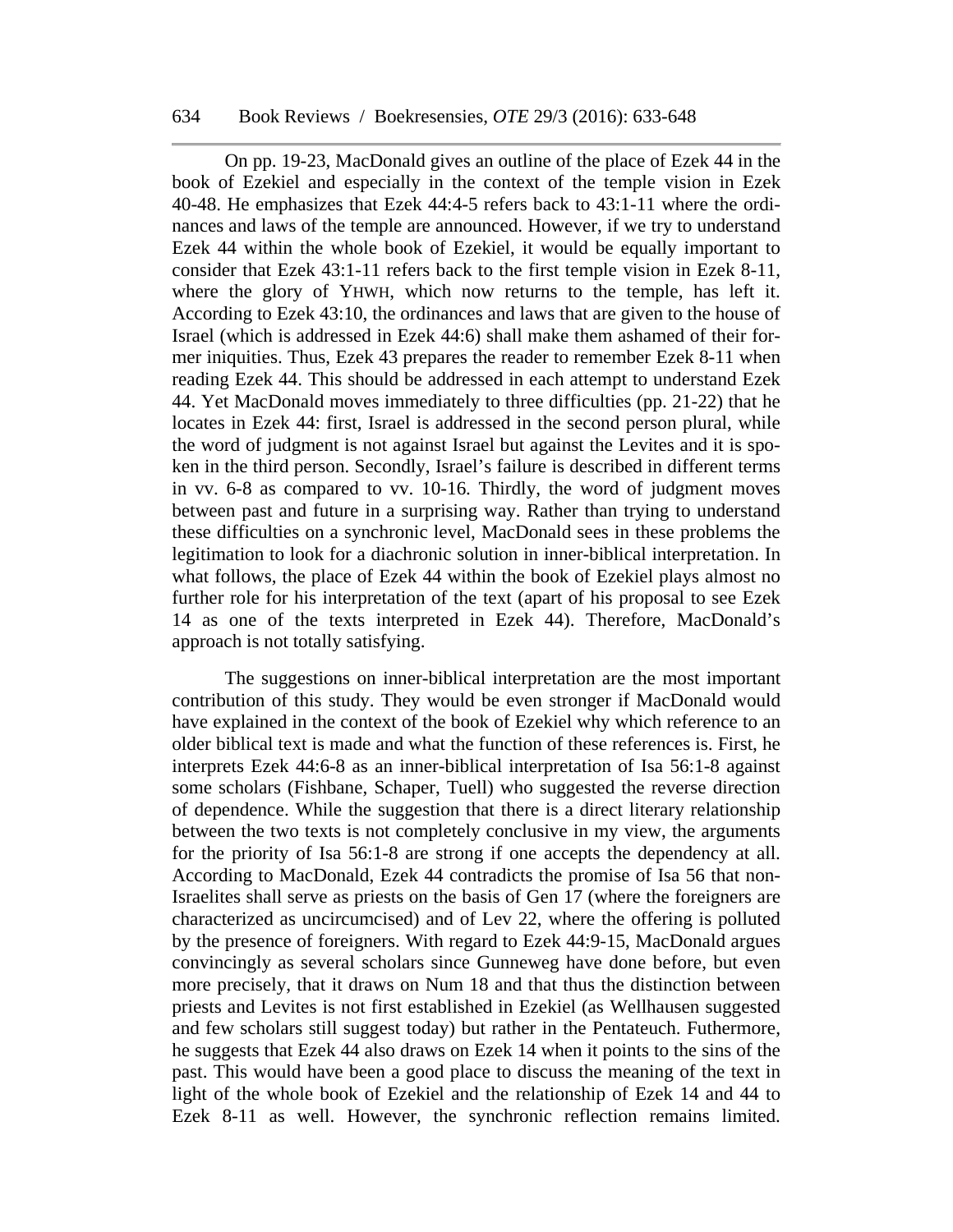On pp. 19-23, MacDonald gives an outline of the place of Ezek 44 in the book of Ezekiel and especially in the context of the temple vision in Ezek 40-48. He emphasizes that Ezek 44:4-5 refers back to 43:1-11 where the ordinances and laws of the temple are announced. However, if we try to understand Ezek 44 within the whole book of Ezekiel, it would be equally important to consider that Ezek 43:1-11 refers back to the first temple vision in Ezek 8-11, where the glory of YHWH, which now returns to the temple, has left it. According to Ezek 43:10, the ordinances and laws that are given to the house of Israel (which is addressed in Ezek 44:6) shall make them ashamed of their former iniquities. Thus, Ezek 43 prepares the reader to remember Ezek 8-11 when reading Ezek 44. This should be addressed in each attempt to understand Ezek 44. Yet MacDonald moves immediately to three difficulties (pp. 21-22) that he locates in Ezek 44: first, Israel is addressed in the second person plural, while the word of judgment is not against Israel but against the Levites and it is spoken in the third person. Secondly, Israel's failure is described in different terms in vv. 6-8 as compared to vv. 10-16. Thirdly, the word of judgment moves between past and future in a surprising way. Rather than trying to understand these difficulties on a synchronic level, MacDonald sees in these problems the legitimation to look for a diachronic solution in inner-biblical interpretation. In what follows, the place of Ezek 44 within the book of Ezekiel plays almost no further role for his interpretation of the text (apart of his proposal to see Ezek 14 as one of the texts interpreted in Ezek 44). Therefore, MacDonald's approach is not totally satisfying.

The suggestions on inner-biblical interpretation are the most important contribution of this study. They would be even stronger if MacDonald would have explained in the context of the book of Ezekiel why which reference to an older biblical text is made and what the function of these references is. First, he interprets Ezek 44:6-8 as an inner-biblical interpretation of Isa 56:1-8 against some scholars (Fishbane, Schaper, Tuell) who suggested the reverse direction of dependence. While the suggestion that there is a direct literary relationship between the two texts is not completely conclusive in my view, the arguments for the priority of Isa 56:1-8 are strong if one accepts the dependency at all. According to MacDonald, Ezek 44 contradicts the promise of Isa 56 that non-Israelites shall serve as priests on the basis of Gen 17 (where the foreigners are characterized as uncircumcised) and of Lev 22, where the offering is polluted by the presence of foreigners. With regard to Ezek 44:9-15, MacDonald argues convincingly as several scholars since Gunneweg have done before, but even more precisely, that it draws on Num 18 and that thus the distinction between priests and Levites is not first established in Ezekiel (as Wellhausen suggested and few scholars still suggest today) but rather in the Pentateuch. Futhermore, he suggests that Ezek 44 also draws on Ezek 14 when it points to the sins of the past. This would have been a good place to discuss the meaning of the text in light of the whole book of Ezekiel and the relationship of Ezek 14 and 44 to Ezek 8-11 as well. However, the synchronic reflection remains limited.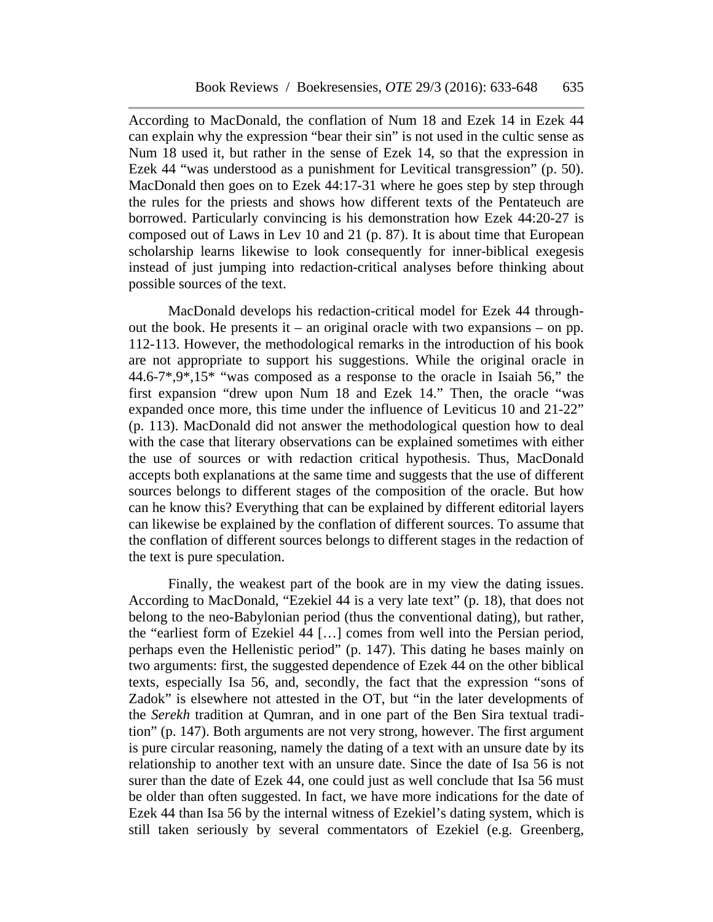According to MacDonald, the conflation of Num 18 and Ezek 14 in Ezek 44 can explain why the expression "bear their sin" is not used in the cultic sense as Num 18 used it, but rather in the sense of Ezek 14, so that the expression in Ezek 44 "was understood as a punishment for Levitical transgression" (p. 50). MacDonald then goes on to Ezek 44:17-31 where he goes step by step through the rules for the priests and shows how different texts of the Pentateuch are borrowed. Particularly convincing is his demonstration how Ezek 44:20-27 is composed out of Laws in Lev 10 and 21 (p. 87). It is about time that European scholarship learns likewise to look consequently for inner-biblical exegesis instead of just jumping into redaction-critical analyses before thinking about possible sources of the text.

MacDonald develops his redaction-critical model for Ezek 44 throughout the book. He presents it – an original oracle with two expansions – on pp. 112-113. However, the methodological remarks in the introduction of his book are not appropriate to support his suggestions. While the original oracle in 44.6-7*,9*,15* "was composed as a response to the oracle in Isaiah 56," the first expansion "drew upon Num 18 and Ezek 14." Then, the oracle "was expanded once more, this time under the influence of Leviticus 10 and 21-22" (p. 113). MacDonald did not answer the methodological question how to deal with the case that literary observations can be explained sometimes with either the use of sources or with redaction critical hypothesis. Thus, MacDonald accepts both explanations at the same time and suggests that the use of different sources belongs to different stages of the composition of the oracle. But how can he know this? Everything that can be explained by different editorial layers can likewise be explained by the conflation of different sources. To assume that the conflation of different sources belongs to different stages in the redaction of the text is pure speculation.

Finally, the weakest part of the book are in my view the dating issues. According to MacDonald, "Ezekiel 44 is a very late text" (p. 18), that does not belong to the neo-Babylonian period (thus the conventional dating), but rather, the "earliest form of Ezekiel 44 […] comes from well into the Persian period, perhaps even the Hellenistic period" (p. 147). This dating he bases mainly on two arguments: first, the suggested dependence of Ezek 44 on the other biblical texts, especially Isa 56, and, secondly, the fact that the expression "sons of Zadok" is elsewhere not attested in the OT, but "in the later developments of the *Serekh* tradition at Qumran, and in one part of the Ben Sira textual tradition" (p. 147). Both arguments are not very strong, however. The first argument is pure circular reasoning, namely the dating of a text with an unsure date by its relationship to another text with an unsure date. Since the date of Isa 56 is not surer than the date of Ezek 44, one could just as well conclude that Isa 56 must be older than often suggested. In fact, we have more indications for the date of Ezek 44 than Isa 56 by the internal witness of Ezekiel's dating system, which is still taken seriously by several commentators of Ezekiel (e.g. Greenberg,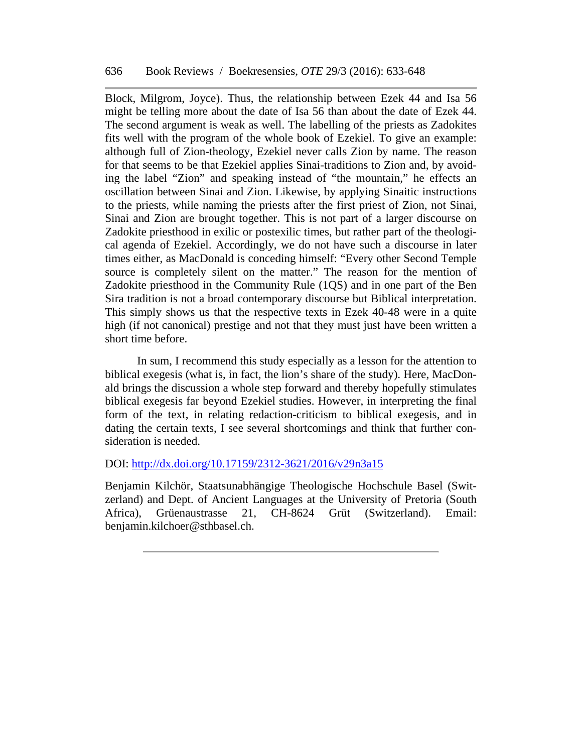Block, Milgrom, Joyce). Thus, the relationship between Ezek 44 and Isa 56 might be telling more about the date of Isa 56 than about the date of Ezek 44. The second argument is weak as well. The labelling of the priests as Zadokites fits well with the program of the whole book of Ezekiel. To give an example: although full of Zion-theology, Ezekiel never calls Zion by name. The reason for that seems to be that Ezekiel applies Sinai-traditions to Zion and, by avoiding the label "Zion" and speaking instead of "the mountain," he effects an oscillation between Sinai and Zion. Likewise, by applying Sinaitic instructions to the priests, while naming the priests after the first priest of Zion, not Sinai, Sinai and Zion are brought together. This is not part of a larger discourse on Zadokite priesthood in exilic or postexilic times, but rather part of the theological agenda of Ezekiel. Accordingly, we do not have such a discourse in later times either, as MacDonald is conceding himself: "Every other Second Temple source is completely silent on the matter." The reason for the mention of Zadokite priesthood in the Community Rule (1QS) and in one part of the Ben Sira tradition is not a broad contemporary discourse but Biblical interpretation. This simply shows us that the respective texts in Ezek 40-48 were in a quite high (if not canonical) prestige and not that they must just have been written a short time before.

In sum, I recommend this study especially as a lesson for the attention to biblical exegesis (what is, in fact, the lion's share of the study). Here, MacDonald brings the discussion a whole step forward and thereby hopefully stimulates biblical exegesis far beyond Ezekiel studies. However, in interpreting the final form of the text, in relating redaction-criticism to biblical exegesis, and in dating the certain texts, I see several shortcomings and think that further consideration is needed.

DOI: http://dx.doi.org/10.17159/2312-3621/2016/v29n3a15

Benjamin Kilchör, Staatsunabhängige Theologische Hochschule Basel (Switzerland) and Dept. of Ancient Languages at the University of Pretoria (South Africa), Grüenaustrasse 21, CH-8624 Grüt (Switzerland). Email: benjamin.kilchoer@sthbasel.ch.